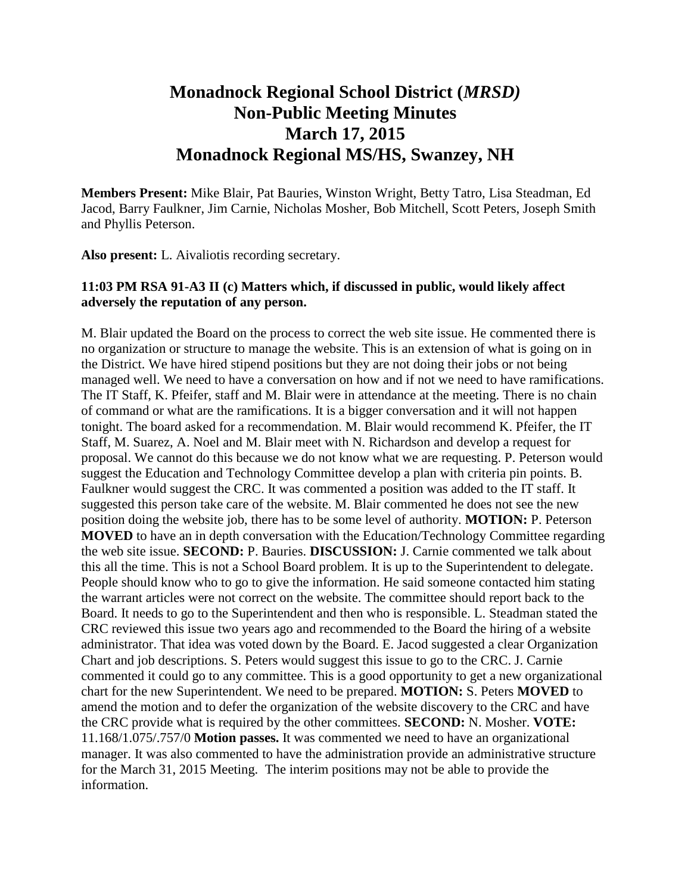# Monadnock Regional School District (*MRSD)*
# Non-Public Meeting Minutes
# March 17, 2015
# Monadnock Regional MS/HS, Swanzey, NH

**Members Present:** Mike Blair, Pat Bauries, Winston Wright, Betty Tatro, Lisa Steadman, Ed Jacod, Barry Faulkner, Jim Carnie, Nicholas Mosher, Bob Mitchell, Scott Peters, Joseph Smith and Phyllis Peterson.

**Also present:** L. Aivaliotis recording secretary.

**11:03 PM RSA 91-A3 II (c) Matters which, if discussed in public, would likely affect adversely the reputation of any person.**

M. Blair updated the Board on the process to correct the web site issue. He commented there is no organization or structure to manage the website. This is an extension of what is going on in the District. We have hired stipend positions but they are not doing their jobs or not being managed well. We need to have a conversation on how and if not we need to have ramifications. The IT Staff, K. Pfeifer, staff and M. Blair were in attendance at the meeting. There is no chain of command or what are the ramifications. It is a bigger conversation and it will not happen tonight. The board asked for a recommendation. M. Blair would recommend K. Pfeifer, the IT Staff, M. Suarez, A. Noel and M. Blair meet with N. Richardson and develop a request for proposal. We cannot do this because we do not know what we are requesting. P. Peterson would suggest the Education and Technology Committee develop a plan with criteria pin points. B. Faulkner would suggest the CRC. It was commented a position was added to the IT staff. It suggested this person take care of the website. M. Blair commented he does not see the new position doing the website job, there has to be some level of authority. **MOTION:** P. Peterson **MOVED** to have an in depth conversation with the Education/Technology Committee regarding the web site issue. **SECOND:** P. Bauries. **DISCUSSION:** J. Carnie commented we talk about this all the time. This is not a School Board problem. It is up to the Superintendent to delegate. People should know who to go to give the information. He said someone contacted him stating the warrant articles were not correct on the website. The committee should report back to the Board. It needs to go to the Superintendent and then who is responsible. L. Steadman stated the CRC reviewed this issue two years ago and recommended to the Board the hiring of a website administrator. That idea was voted down by the Board. E. Jacod suggested a clear Organization Chart and job descriptions. S. Peters would suggest this issue to go to the CRC. J. Carnie commented it could go to any committee. This is a good opportunity to get a new organizational chart for the new Superintendent. We need to be prepared. **MOTION:** S. Peters **MOVED** to amend the motion and to defer the organization of the website discovery to the CRC and have the CRC provide what is required by the other committees. **SECOND:** N. Mosher. **VOTE:** 11.168/1.075/.757/0 **Motion passes.** It was commented we need to have an organizational manager. It was also commented to have the administration provide an administrative structure for the March 31, 2015 Meeting. The interim positions may not be able to provide the information.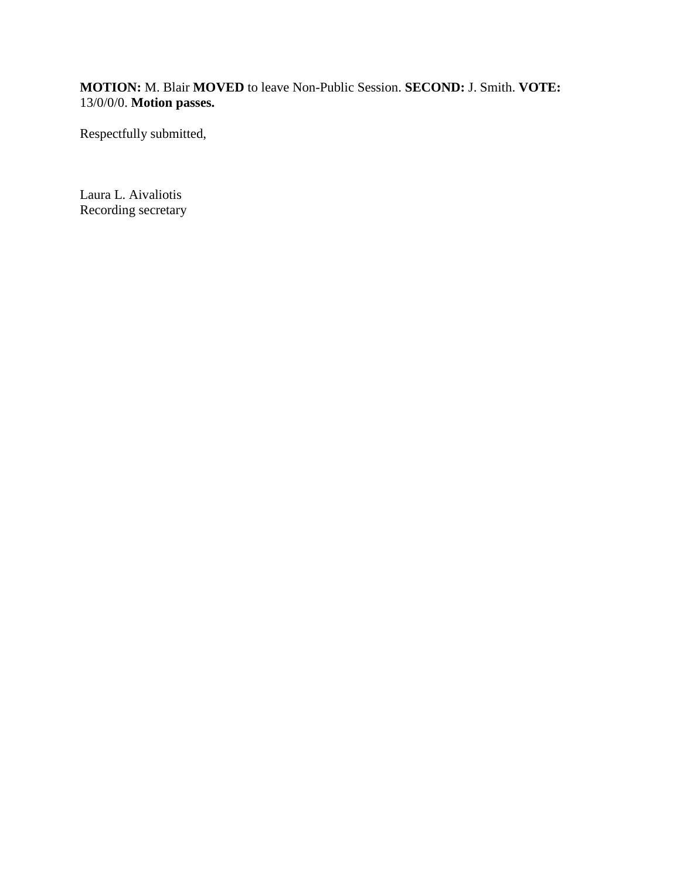**MOTION:** M. Blair **MOVED** to leave Non-Public Session. **SECOND:** J. Smith. **VOTE:** 13/0/0/0. **Motion passes.**

Respectfully submitted,

Laura L. Aivaliotis
Recording secretary